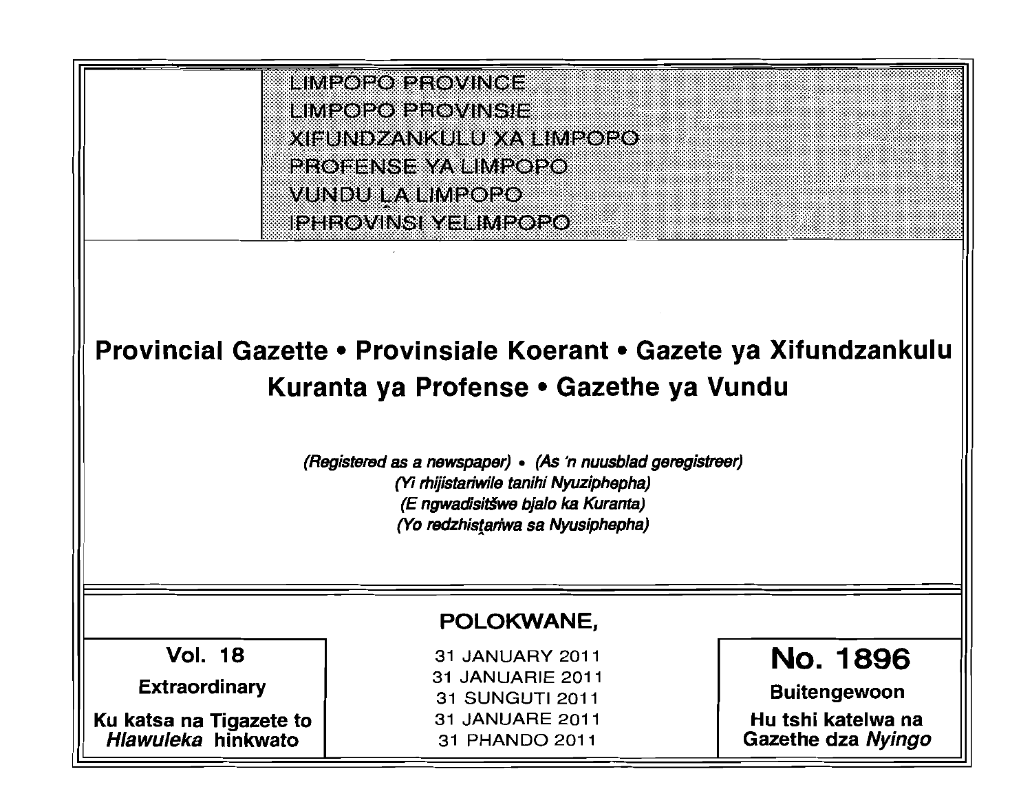LIMPOPO PROVINCE
LIMPOPO PROVINSIE
XIFUNDZANKULU XA LIMPOPO
PROFENSE YA LIMPOPO
VUNDU LA LIMPOPO
IPHROVINSI YELIMPOPO

# Provincial Gazette • Provinsiale Koerant • Gazete ya Xifundzankulu Kuranta ya Profense • Gazethe ya Vundu

*(Registered as a newspaper)* • *(As 'n nuusblad geregistreer)*
*(Yi rhijistariwile tanihi Nyuziphepha)*
*(E ngwadisitšwe bjalo ka Kuranta)*
*(Yo redzhistariwa sa Nyusiphepha)*

## POLOKWANE,

| Vol. 18 | 31 JANUARY 2011 | No. 1896 |
|---|---|---|
| **Extraordinary** | 31 JANUARIE 2011 | **Buitengewoon** |
| **Ku katsa na Tigazete to *Hlawuleka* hinkwato** | 31 SUNGUTI 2011 | **Hu tshi katelwa na Gazethe dza *Nyingo*** |
| | 31 JANUARE 2011 | |
| | 31 PHANDO 2011 | |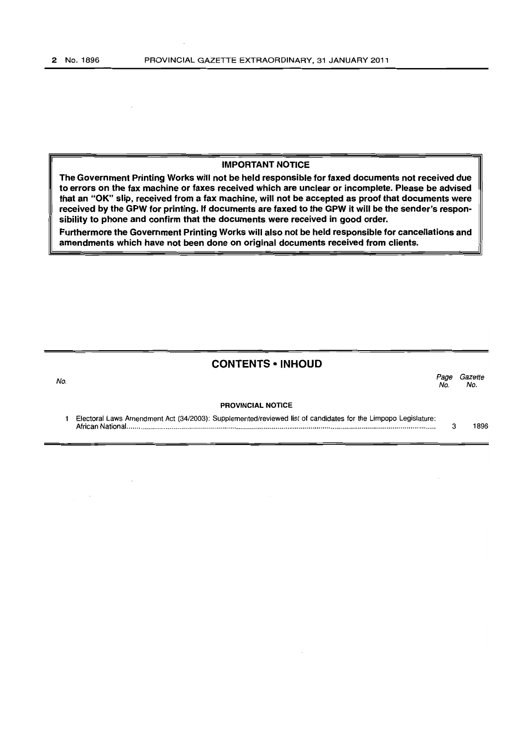**IMPORTANT NOTICE**

**The Government Printing Works will not be held responsible for faxed documents not received due to errors on the fax machine or faxes received which are unclear or incomplete. Please be advised that an "OK" slip, received from a fax machine, will not be accepted as proof that documents were received by the GPW for printing. If documents are faxed to the GPW it will be the sender's responsibility to phone and confirm that the documents were received in good order.**

**Furthermore the Government Printing Works will also not be held responsible for cancellations and amendments which have not been done on original documents received from clients.**

## CONTENTS • INHOUD

| No. | | Page No. | Gazette No. |
|---|---|---|---|
| | **PROVINCIAL NOTICE** | | |
| 1 | Electoral Laws Amendment Act (34/2003): Supplemented/reviewed list of candidates for the Limpopo Legislature: African National | 3 | 1896 |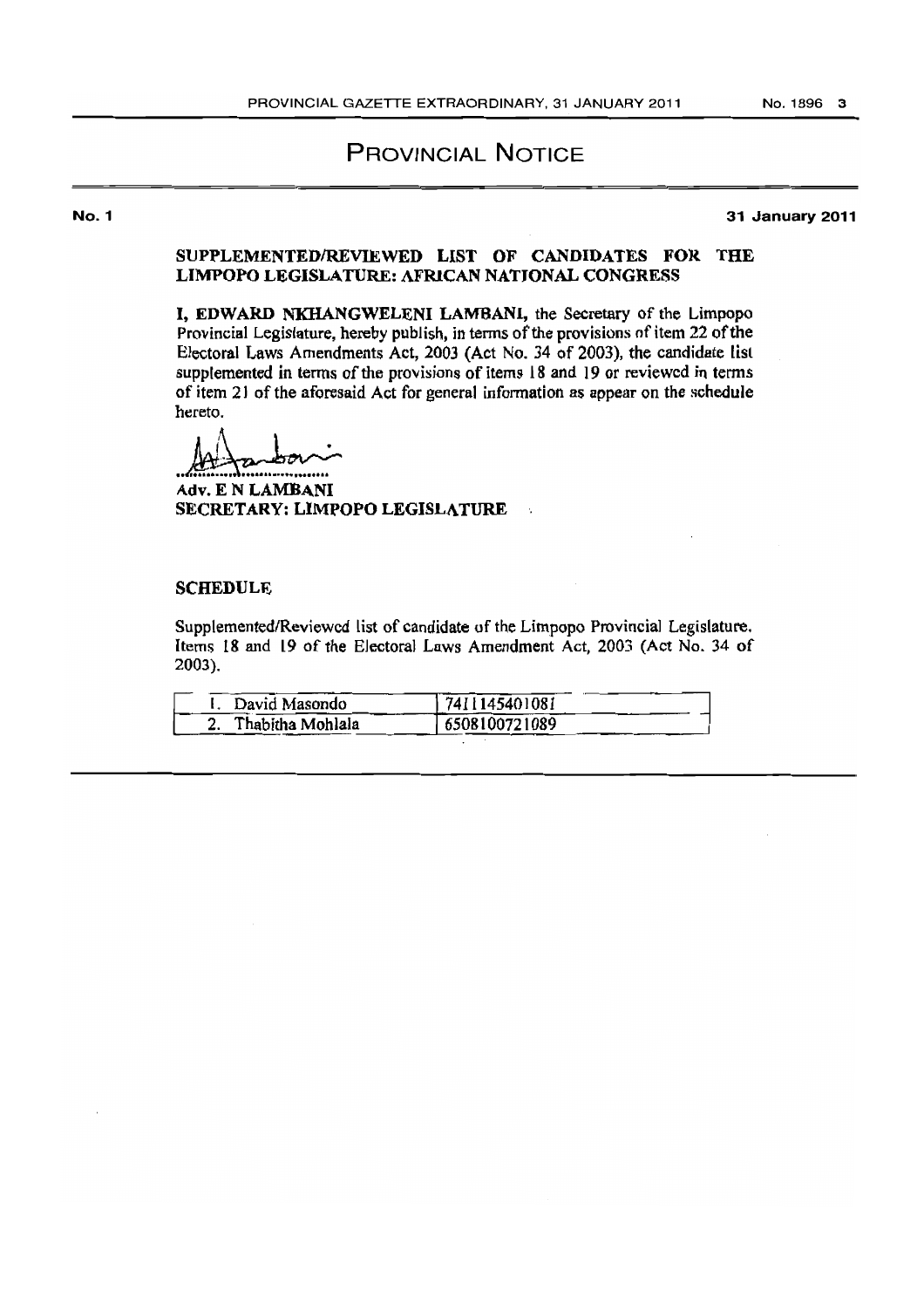# PROVINCIAL NOTICE

**No. 1** **31 January 2011**

## SUPPLEMENTED/REVIEWED LIST OF CANDIDATES FOR THE LIMPOPO LEGISLATURE: AFRICAN NATIONAL CONGRESS

**I, EDWARD NKHANGWELENI LAMBANI,** the Secretary of the Limpopo Provincial Legislature, hereby publish, in terms of the provisions of item 22 of the Electoral Laws Amendments Act, 2003 (Act No. 34 of 2003), the candidate list supplemented in terms of the provisions of items 18 and 19 or reviewed in terms of item 21 of the aforesaid Act for general information as appear on the schedule hereto.

**Adv. E N LAMBANI**
**SECRETARY: LIMPOPO LEGISLATURE**

### SCHEDULE

Supplemented/Reviewed list of candidate of the Limpopo Provincial Legislature. Items 18 and 19 of the Electoral Laws Amendment Act, 2003 (Act No. 34 of 2003).

| | |
|---|---|
| 1. David Masondo | 7411145401081 |
| 2. Thabitha Mohlala | 6508100721089 |